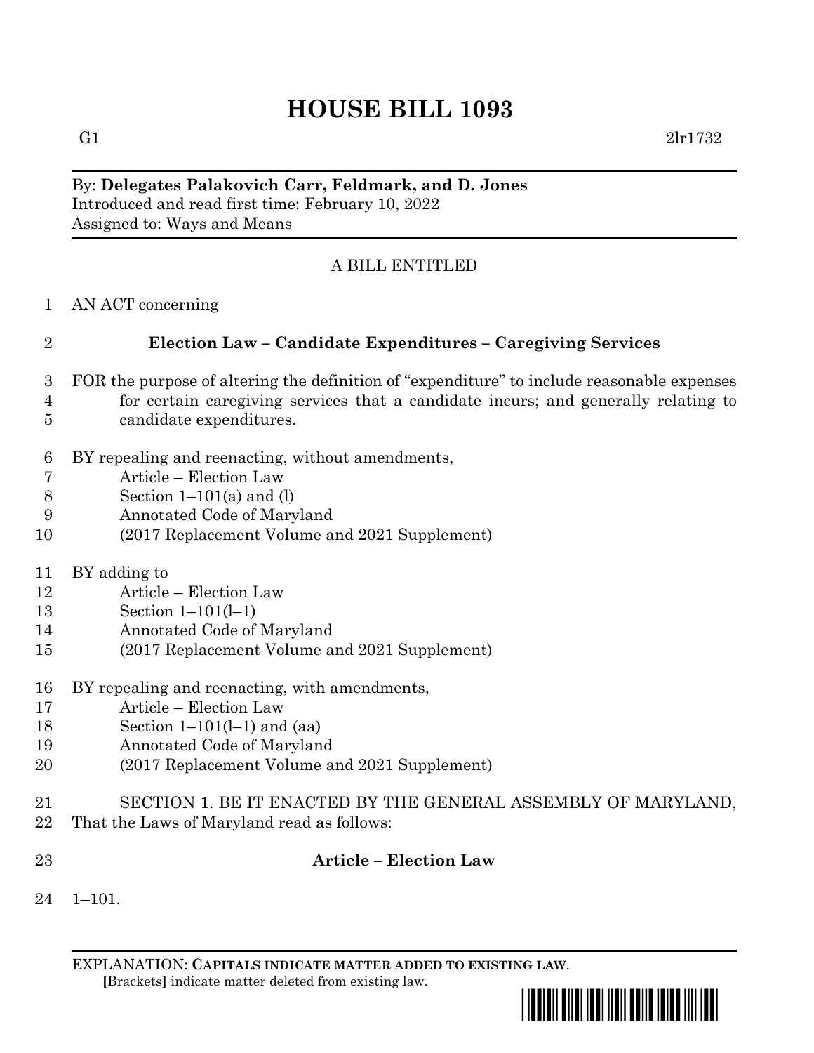# HOUSE BILL 1093

G1 2lr1732

By: **Delegates Palakovich Carr, Feldmark, and D. Jones**
Introduced and read first time: February 10, 2022
Assigned to: Ways and Means

A BILL ENTITLED

AN ACT concerning

**Election Law – Candidate Expenditures – Caregiving Services**

FOR the purpose of altering the definition of "expenditure" to include reasonable expenses for certain caregiving services that a candidate incurs; and generally relating to candidate expenditures.

BY repealing and reenacting, without amendments,
Article – Election Law
Section 1–101(a) and (l)
Annotated Code of Maryland
(2017 Replacement Volume and 2021 Supplement)

BY adding to
Article – Election Law
Section 1–101(l–1)
Annotated Code of Maryland
(2017 Replacement Volume and 2021 Supplement)

BY repealing and reenacting, with amendments,
Article – Election Law
Section 1–101(l–1) and (aa)
Annotated Code of Maryland
(2017 Replacement Volume and 2021 Supplement)

SECTION 1. BE IT ENACTED BY THE GENERAL ASSEMBLY OF MARYLAND, That the Laws of Maryland read as follows:

**Article – Election Law**

1–101.

EXPLANATION: **CAPITALS INDICATE MATTER ADDED TO EXISTING LAW**.
**[**Brackets**]** indicate matter deleted from existing law.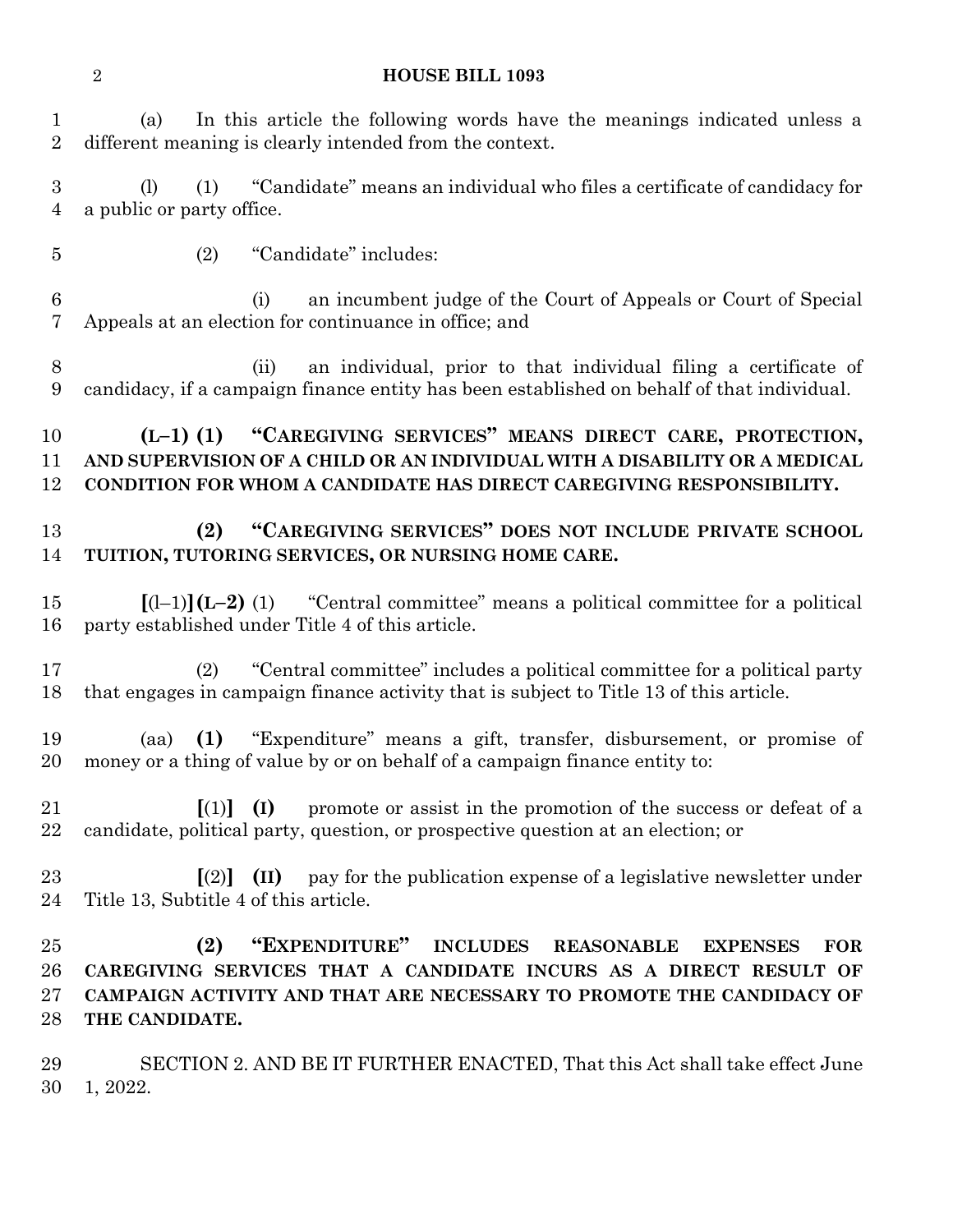(a) In this article the following words have the meanings indicated unless a different meaning is clearly intended from the context.

(l) (1) "Candidate" means an individual who files a certificate of candidacy for a public or party office.

(2) "Candidate" includes:

(i) an incumbent judge of the Court of Appeals or Court of Special Appeals at an election for continuance in office; and

(ii) an individual, prior to that individual filing a certificate of candidacy, if a campaign finance entity has been established on behalf of that individual.

**(L–1) (1) "CAREGIVING SERVICES" MEANS DIRECT CARE, PROTECTION, AND SUPERVISION OF A CHILD OR AN INDIVIDUAL WITH A DISABILITY OR A MEDICAL CONDITION FOR WHOM A CANDIDATE HAS DIRECT CAREGIVING RESPONSIBILITY.**

**(2) "CAREGIVING SERVICES" DOES NOT INCLUDE PRIVATE SCHOOL TUITION, TUTORING SERVICES, OR NURSING HOME CARE.**

**[**(l–1)**]** **(L–2)** (1) "Central committee" means a political committee for a political party established under Title 4 of this article.

(2) "Central committee" includes a political committee for a political party that engages in campaign finance activity that is subject to Title 13 of this article.

(aa) **(1)** "Expenditure" means a gift, transfer, disbursement, or promise of money or a thing of value by or on behalf of a campaign finance entity to:

**[**(1)**]** **(I)** promote or assist in the promotion of the success or defeat of a candidate, political party, question, or prospective question at an election; or

**[**(2)**]** **(II)** pay for the publication expense of a legislative newsletter under Title 13, Subtitle 4 of this article.

**(2) "EXPENDITURE" INCLUDES REASONABLE EXPENSES FOR CAREGIVING SERVICES THAT A CANDIDATE INCURS AS A DIRECT RESULT OF CAMPAIGN ACTIVITY AND THAT ARE NECESSARY TO PROMOTE THE CANDIDACY OF THE CANDIDATE.**

SECTION 2. AND BE IT FURTHER ENACTED, That this Act shall take effect June 1, 2022.